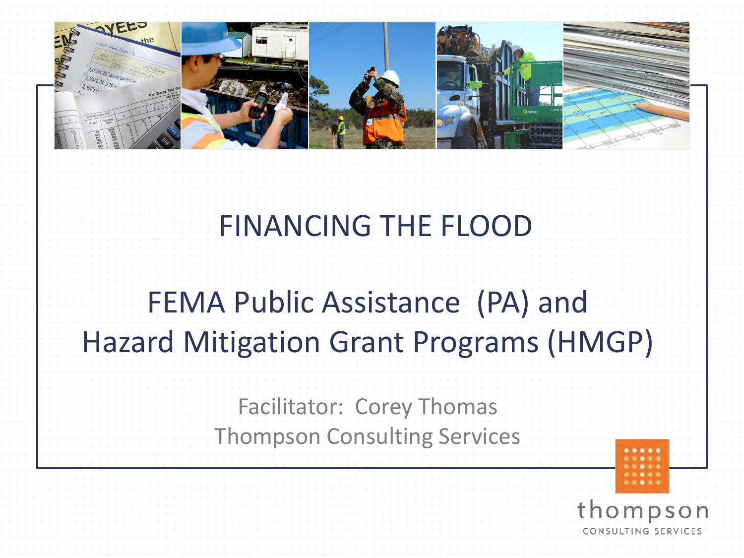# FINANCING THE FLOOD

## FEMA Public Assistance (PA) and Hazard Mitigation Grant Programs (HMGP)

Facilitator: Corey Thomas
Thompson Consulting Services

thompson
CONSULTING SERVICES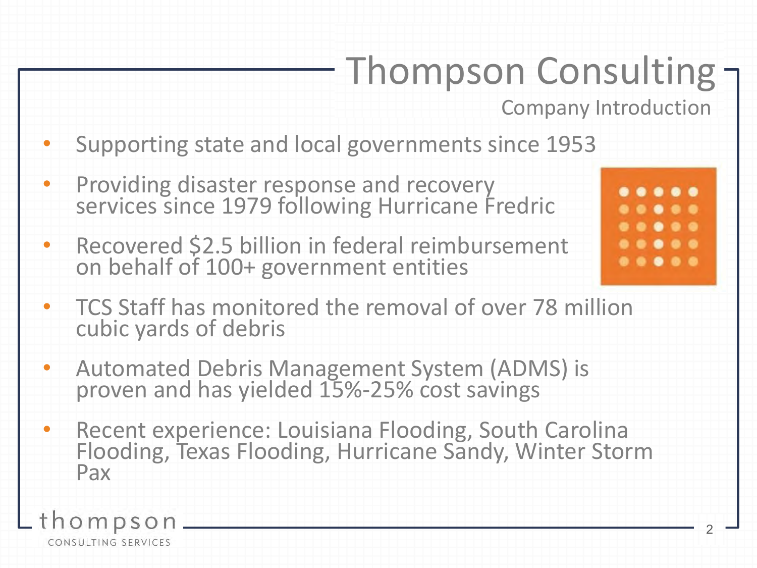# Thompson Consulting

## Company Introduction

- Supporting state and local governments since 1953
- Providing disaster response and recovery services since 1979 following Hurricane Fredric
- Recovered $2.5 billion in federal reimbursement on behalf of 100+ government entities
- TCS Staff has monitored the removal of over 78 million cubic yards of debris
- Automated Debris Management System (ADMS) is proven and has yielded 15%-25% cost savings
- Recent experience: Louisiana Flooding, South Carolina Flooding, Texas Flooding, Hurricane Sandy, Winter Storm Pax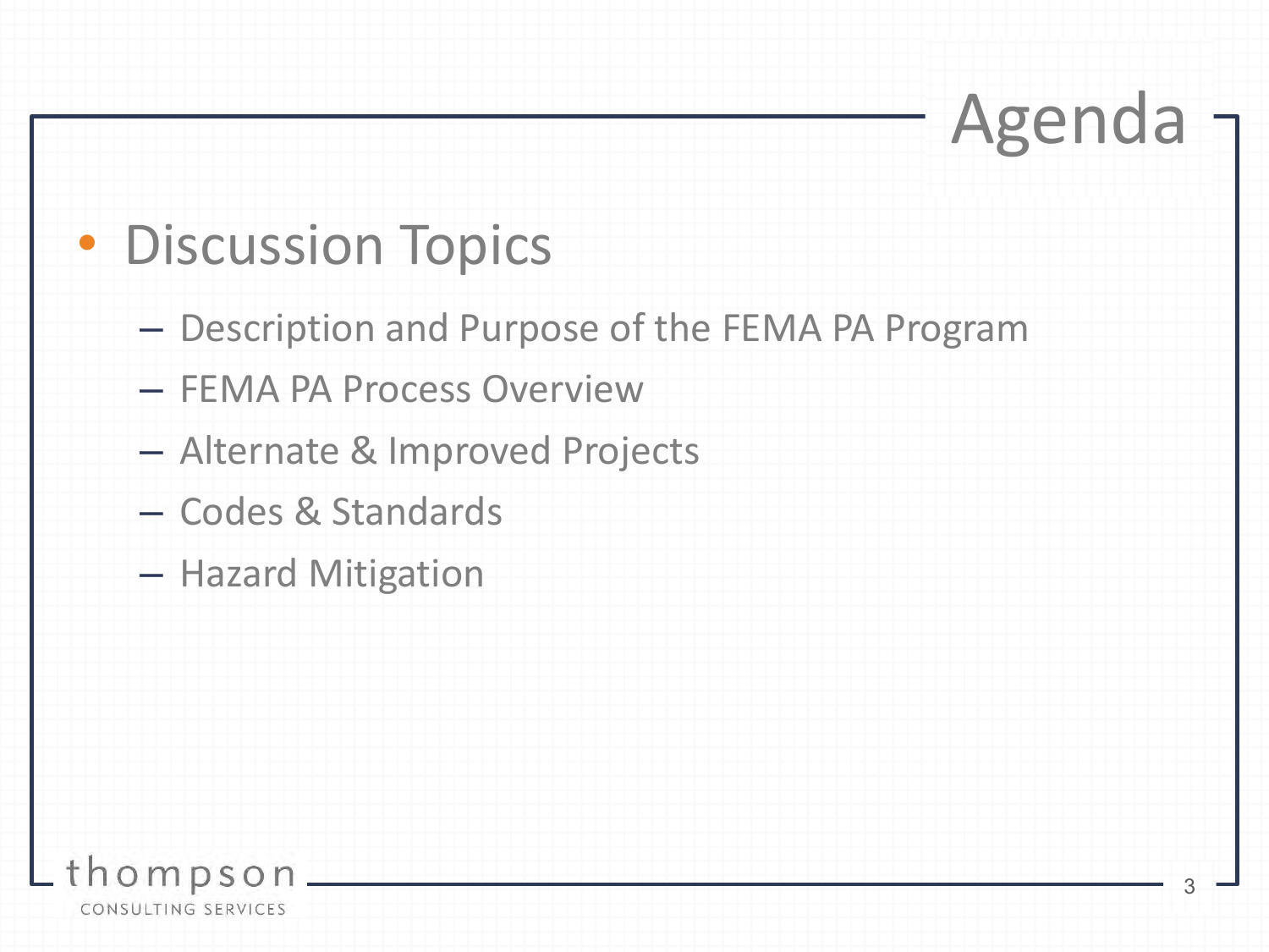# Agenda

- Discussion Topics
  - Description and Purpose of the FEMA PA Program
  - FEMA PA Process Overview
  - Alternate & Improved Projects
  - Codes & Standards
  - Hazard Mitigation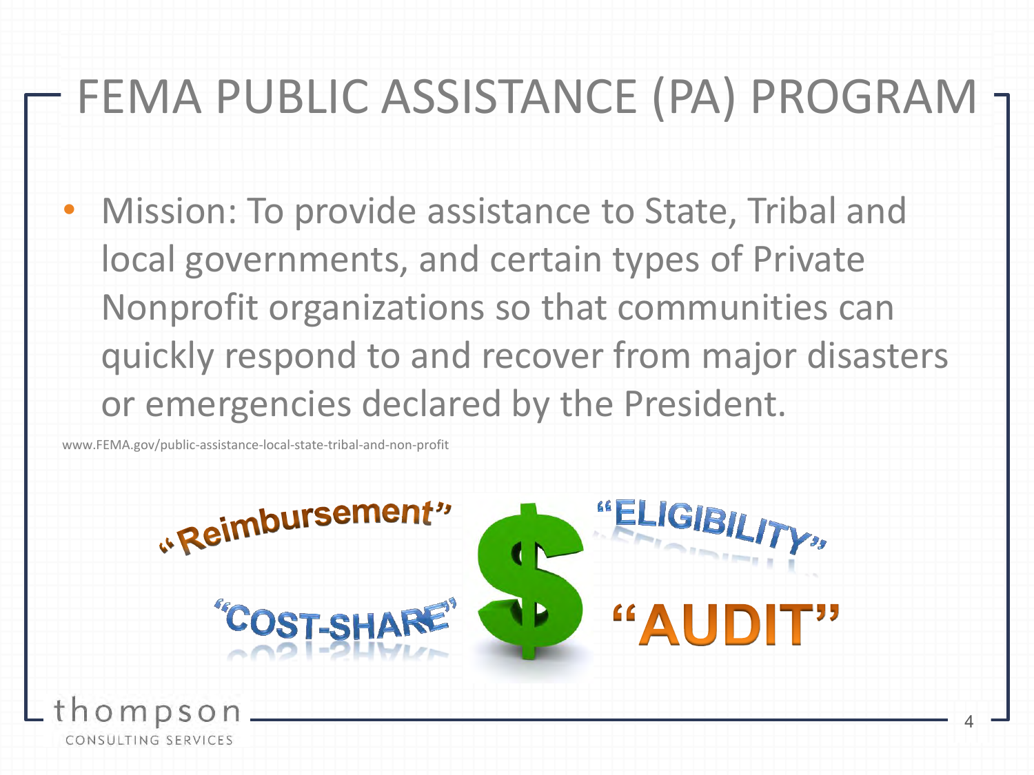# FEMA PUBLIC ASSISTANCE (PA) PROGRAM

- Mission: To provide assistance to State, Tribal and local governments, and certain types of Private Nonprofit organizations so that communities can quickly respond to and recover from major disasters or emergencies declared by the President.

www.FEMA.gov/public-assistance-local-state-tribal-and-non-profit

"Reimbursement"

"ELIGIBILITY"

"COST-SHARE"

"AUDIT"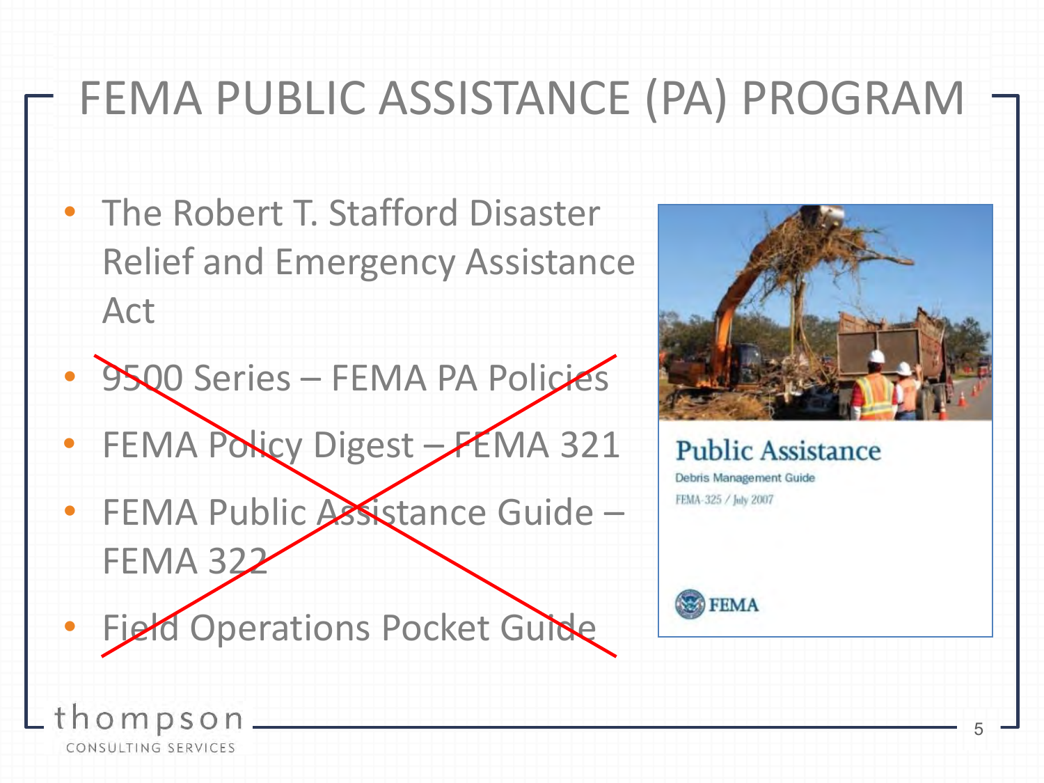# FEMA PUBLIC ASSISTANCE (PA) PROGRAM

- The Robert T. Stafford Disaster Relief and Emergency Assistance Act
- ~~9500 Series – FEMA PA Policies~~
- ~~FEMA Policy Digest – FEMA 321~~
- ~~FEMA Public Assistance Guide – FEMA 322~~
- ~~Field Operations Pocket Guide~~

Public Assistance

Debris Management Guide

FEMA-325 / July 2007

FEMA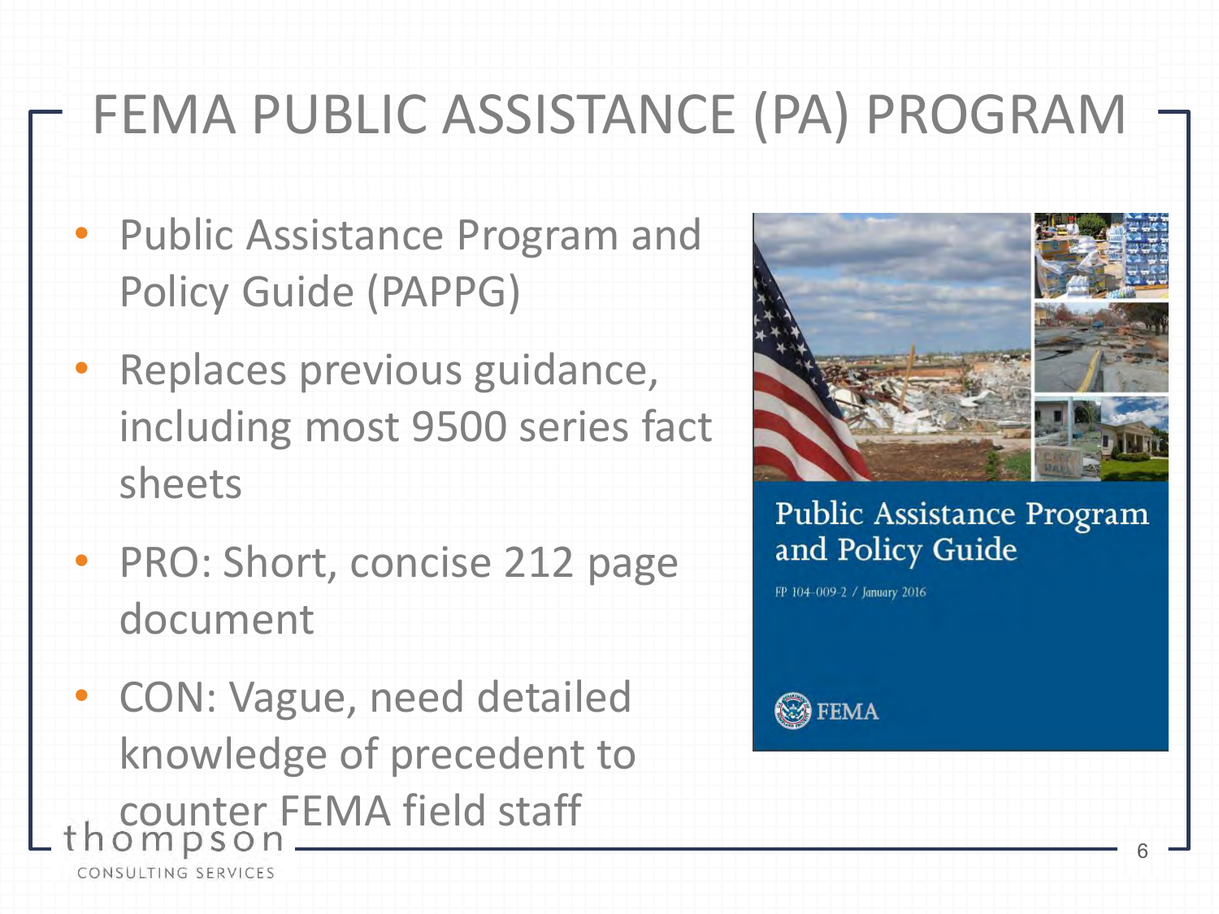# FEMA PUBLIC ASSISTANCE (PA) PROGRAM

- Public Assistance Program and Policy Guide (PAPPG)
- Replaces previous guidance, including most 9500 series fact sheets
- PRO: Short, concise 212 page document
- CON: Vague, need detailed knowledge of precedent to counter FEMA field staff

Public Assistance Program and Policy Guide

FP 104-009-2 / January 2016

FEMA

thompson

CONSULTING SERVICES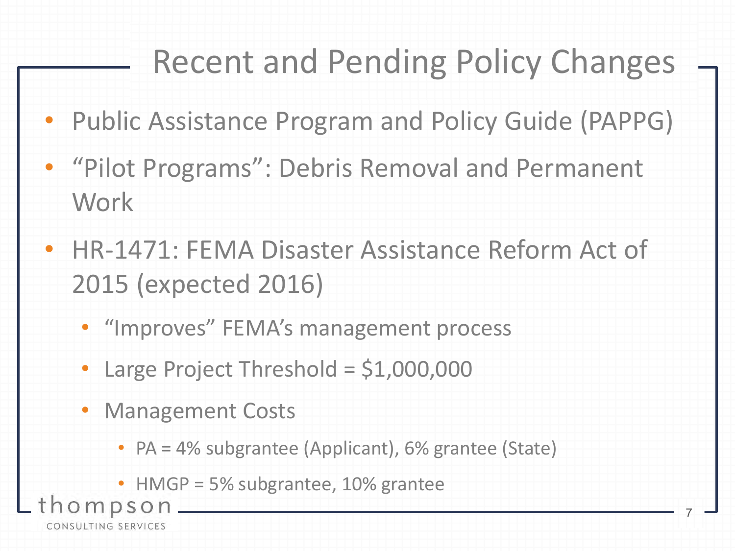# Recent and Pending Policy Changes

- Public Assistance Program and Policy Guide (PAPPG)
- "Pilot Programs": Debris Removal and Permanent Work
- HR-1471: FEMA Disaster Assistance Reform Act of 2015 (expected 2016)
  - "Improves" FEMA's management process
  - Large Project Threshold = $1,000,000
  - Management Costs
    - PA = 4% subgrantee (Applicant), 6% grantee (State)
    - HMGP = 5% subgrantee, 10% grantee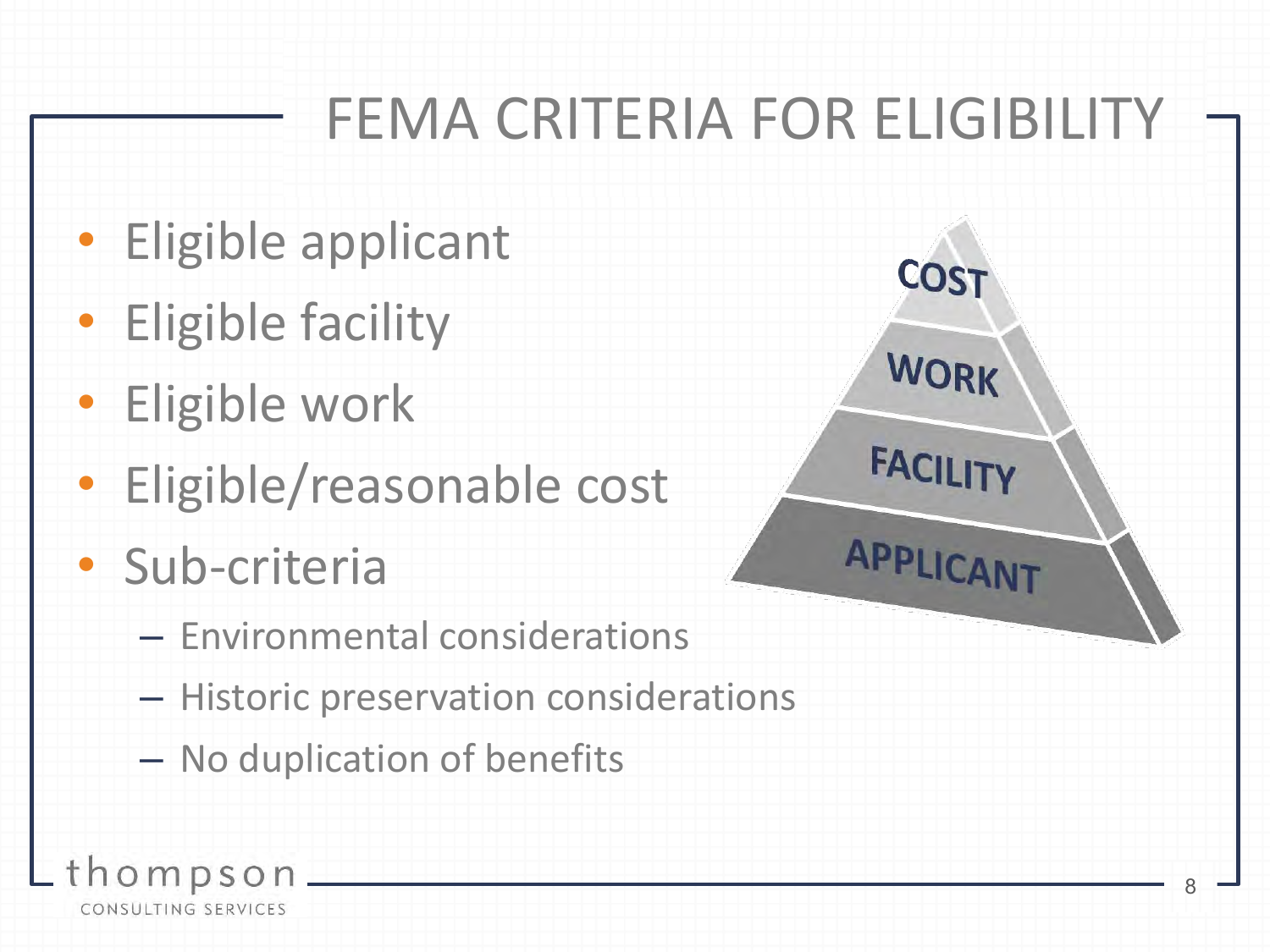# FEMA CRITERIA FOR ELIGIBILITY

- Eligible applicant
- Eligible facility
- Eligible work
- Eligible/reasonable cost
- Sub-criteria
  - Environmental considerations
  - Historic preservation considerations
  - No duplication of benefits

COST

WORK

FACILITY

APPLICANT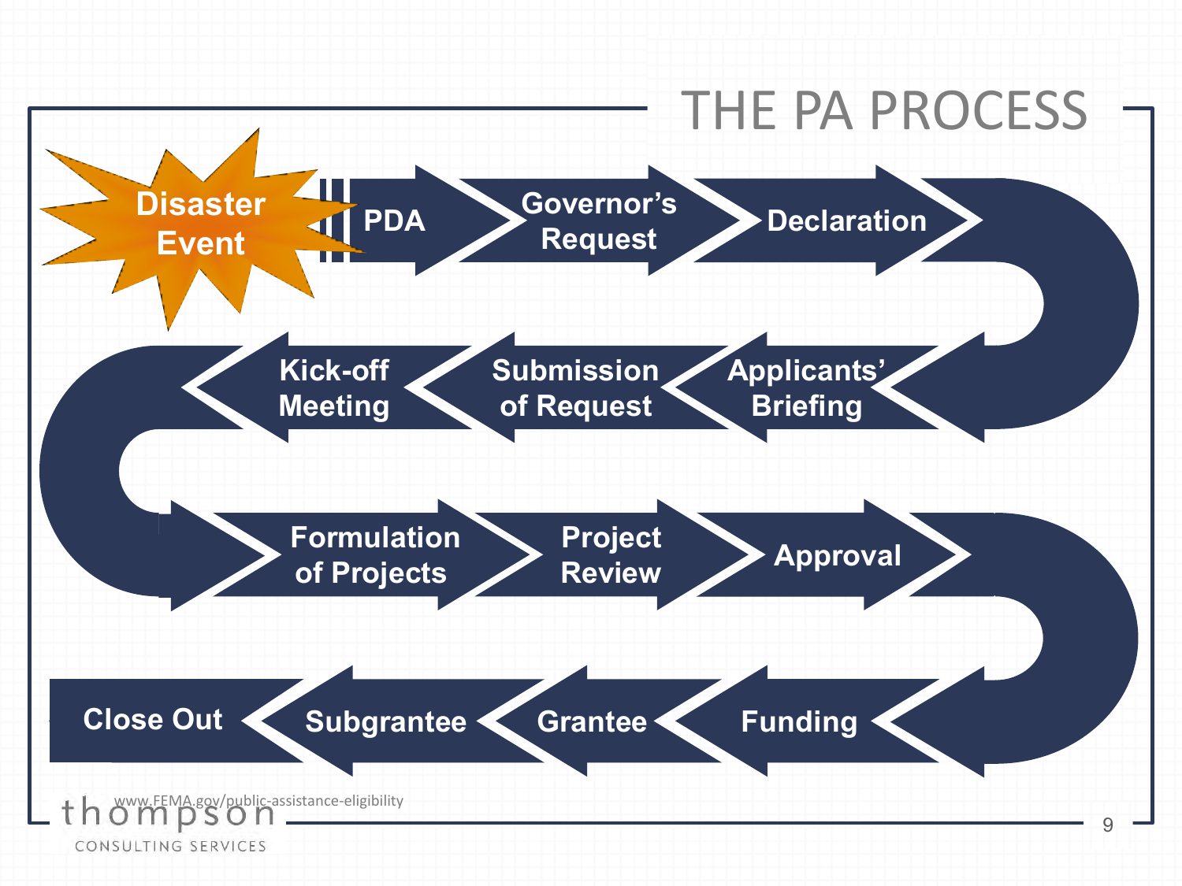# THE PA PROCESS

Disaster Event

PDA

Governor's Request

Declaration

Applicants' Briefing

Submission of Request

Kick-off Meeting

Formulation of Projects

Project Review

Approval

Funding

Grantee

Subgrantee

Close Out

www.FEMA.gov/public-assistance-eligibility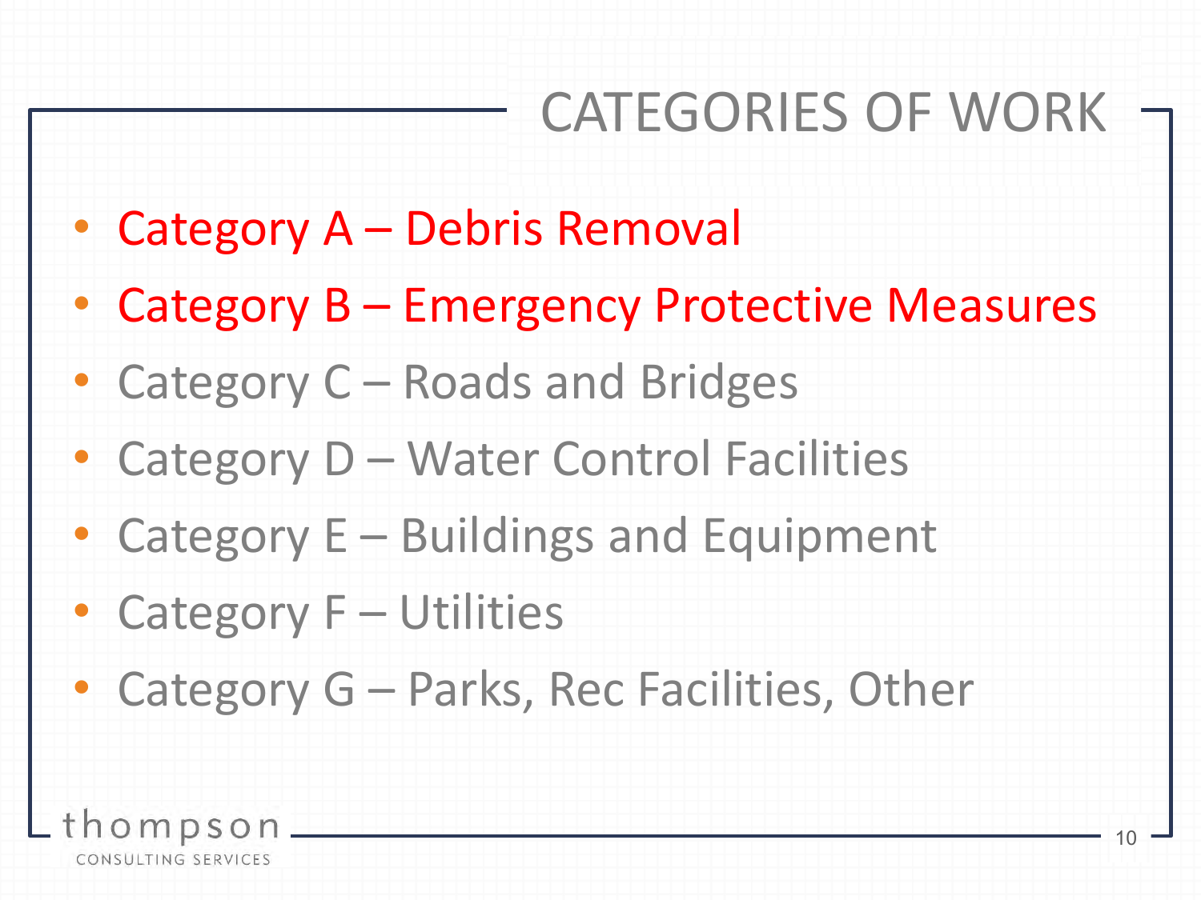# CATEGORIES OF WORK

- Category A – Debris Removal
- Category B – Emergency Protective Measures
- Category C – Roads and Bridges
- Category D – Water Control Facilities
- Category E – Buildings and Equipment
- Category F – Utilities
- Category G – Parks, Rec Facilities, Other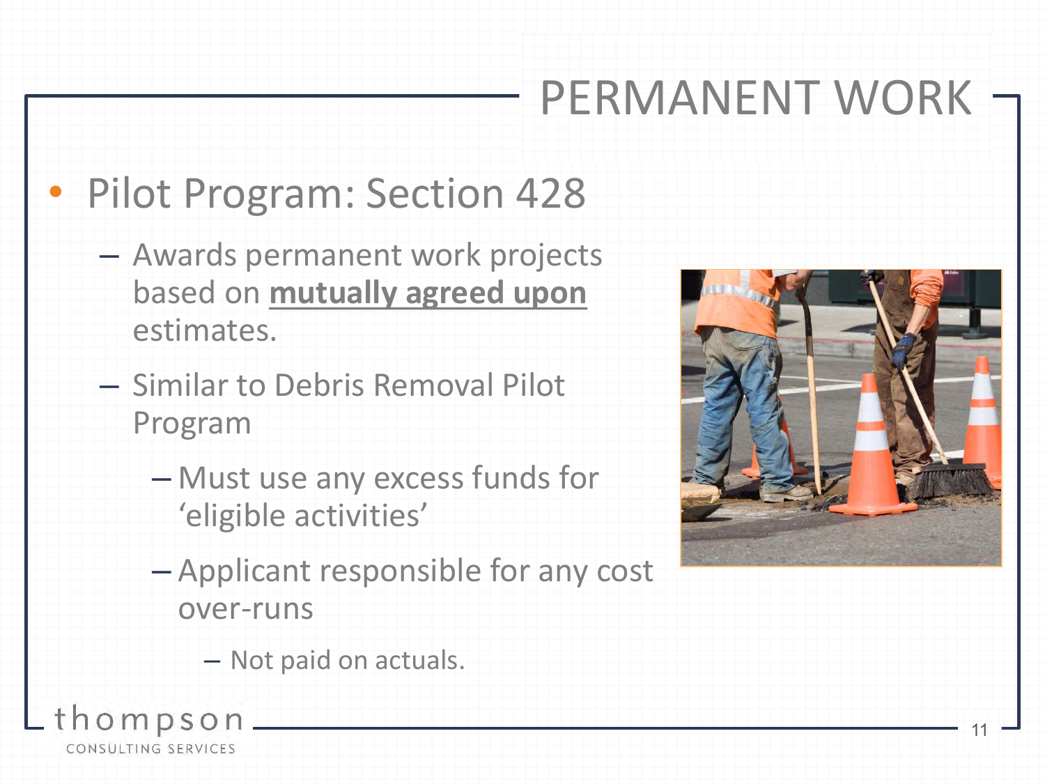# PERMANENT WORK

- Pilot Program: Section 428
  - Awards permanent work projects based on **mutually agreed upon** estimates.
  - Similar to Debris Removal Pilot Program
    - Must use any excess funds for 'eligible activities'
    - Applicant responsible for any cost over-runs
      - Not paid on actuals.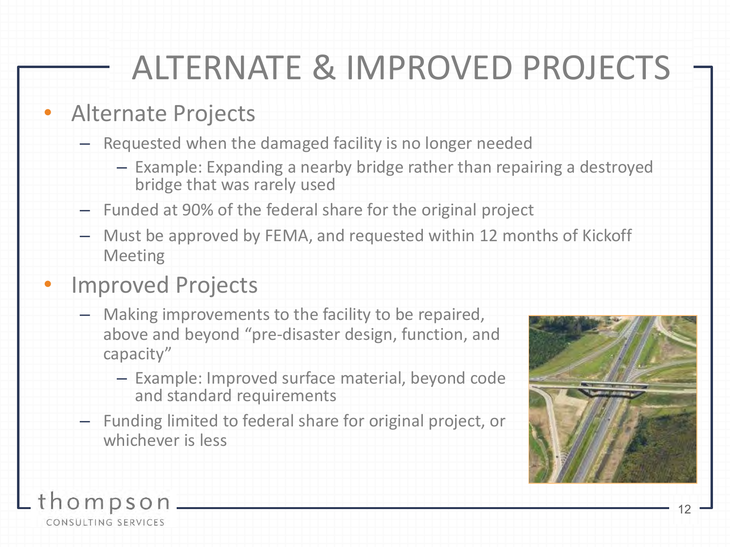# ALTERNATE & IMPROVED PROJECTS

- Alternate Projects
  - Requested when the damaged facility is no longer needed
    - Example: Expanding a nearby bridge rather than repairing a destroyed bridge that was rarely used
  - Funded at 90% of the federal share for the original project
  - Must be approved by FEMA, and requested within 12 months of Kickoff Meeting
- Improved Projects
  - Making improvements to the facility to be repaired, above and beyond "pre-disaster design, function, and capacity"
    - Example: Improved surface material, beyond code and standard requirements
  - Funding limited to federal share for original project, or whichever is less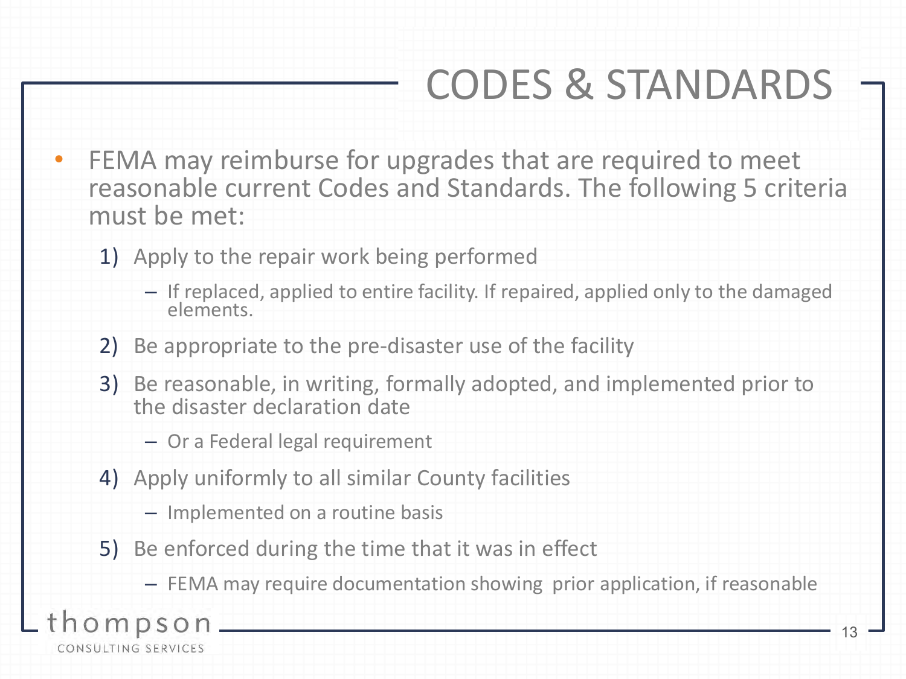# CODES & STANDARDS

- FEMA may reimburse for upgrades that are required to meet reasonable current Codes and Standards. The following 5 criteria must be met:
  1) Apply to the repair work being performed
     - If replaced, applied to entire facility. If repaired, applied only to the damaged elements.
  2) Be appropriate to the pre-disaster use of the facility
  3) Be reasonable, in writing, formally adopted, and implemented prior to the disaster declaration date
     - Or a Federal legal requirement
  4) Apply uniformly to all similar County facilities
     - Implemented on a routine basis
  5) Be enforced during the time that it was in effect
     - FEMA may require documentation showing prior application, if reasonable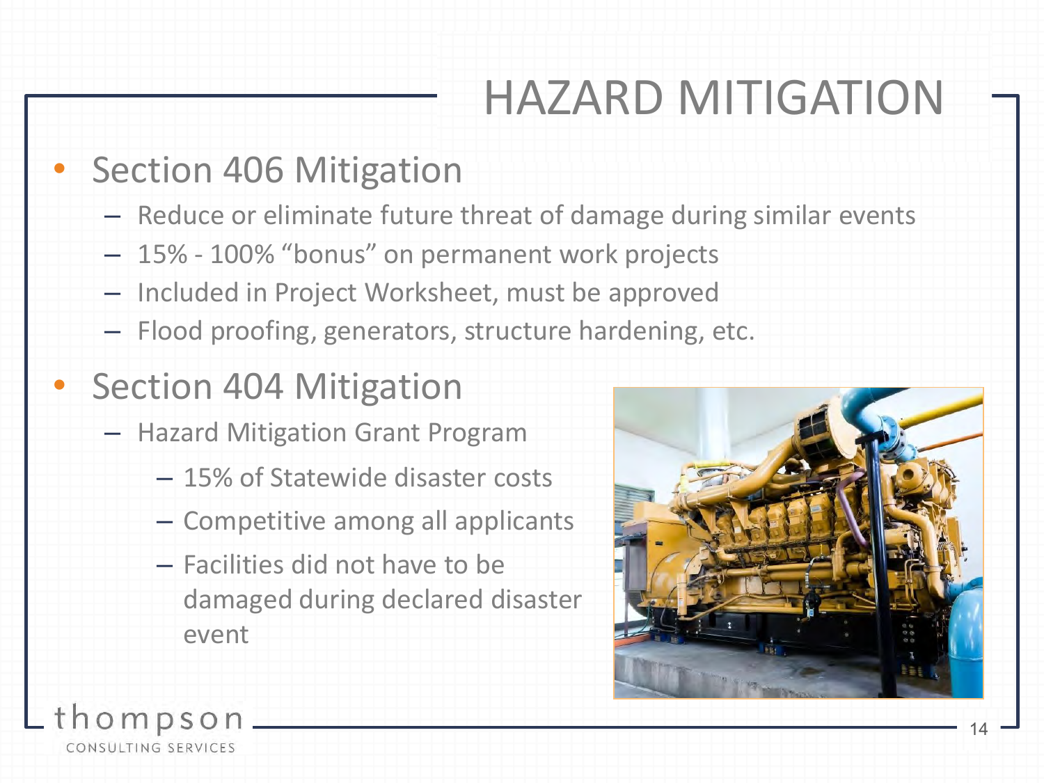# HAZARD MITIGATION

- Section 406 Mitigation
  - Reduce or eliminate future threat of damage during similar events
  - 15% - 100% “bonus” on permanent work projects
  - Included in Project Worksheet, must be approved
  - Flood proofing, generators, structure hardening, etc.
- Section 404 Mitigation
  - Hazard Mitigation Grant Program
    - 15% of Statewide disaster costs
    - Competitive among all applicants
    - Facilities did not have to be damaged during declared disaster event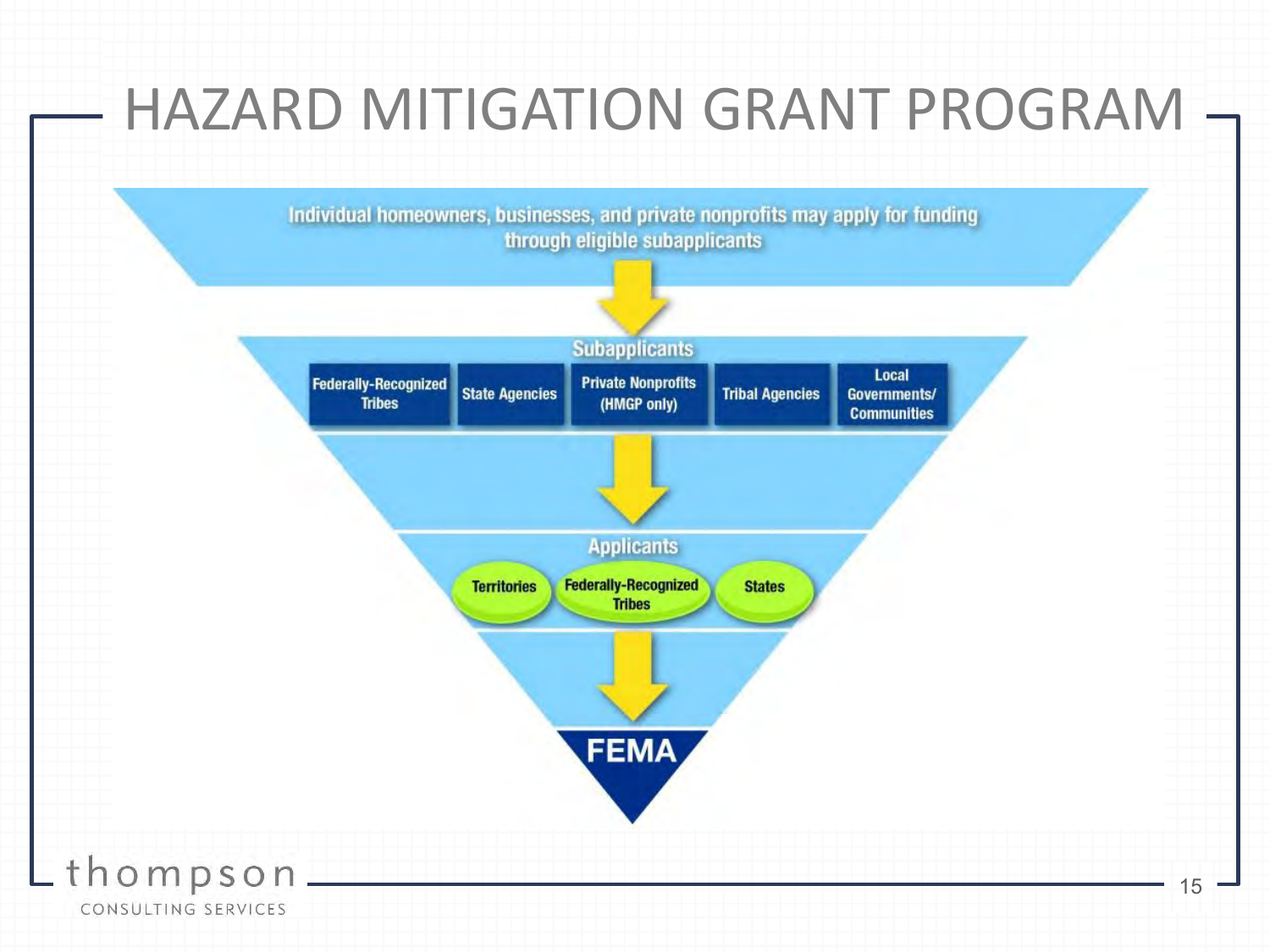# HAZARD MITIGATION GRANT PROGRAM

Individual homeowners, businesses, and private nonprofits may apply for funding through eligible subapplicants

Subapplicants

Federally-Recognized Tribes

State Agencies

Private Nonprofits (HMGP only)

Tribal Agencies

Local Governments/ Communities

Applicants

Territories

Federally-Recognized Tribes

States

FEMA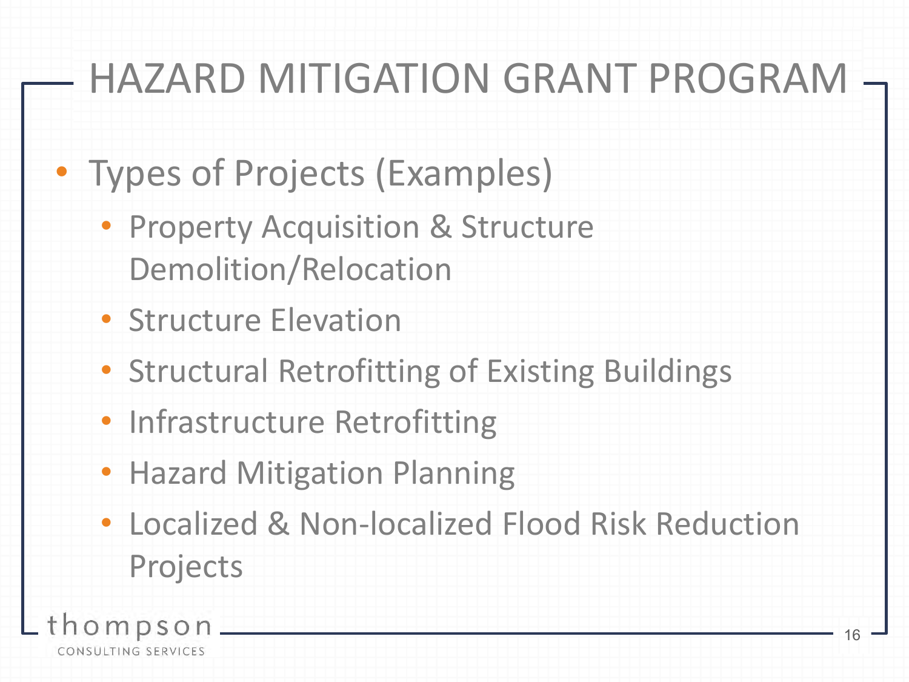# HAZARD MITIGATION GRANT PROGRAM

- Types of Projects (Examples)
  - Property Acquisition & Structure Demolition/Relocation
  - Structure Elevation
  - Structural Retrofitting of Existing Buildings
  - Infrastructure Retrofitting
  - Hazard Mitigation Planning
  - Localized & Non-localized Flood Risk Reduction Projects

thompson
CONSULTING SERVICES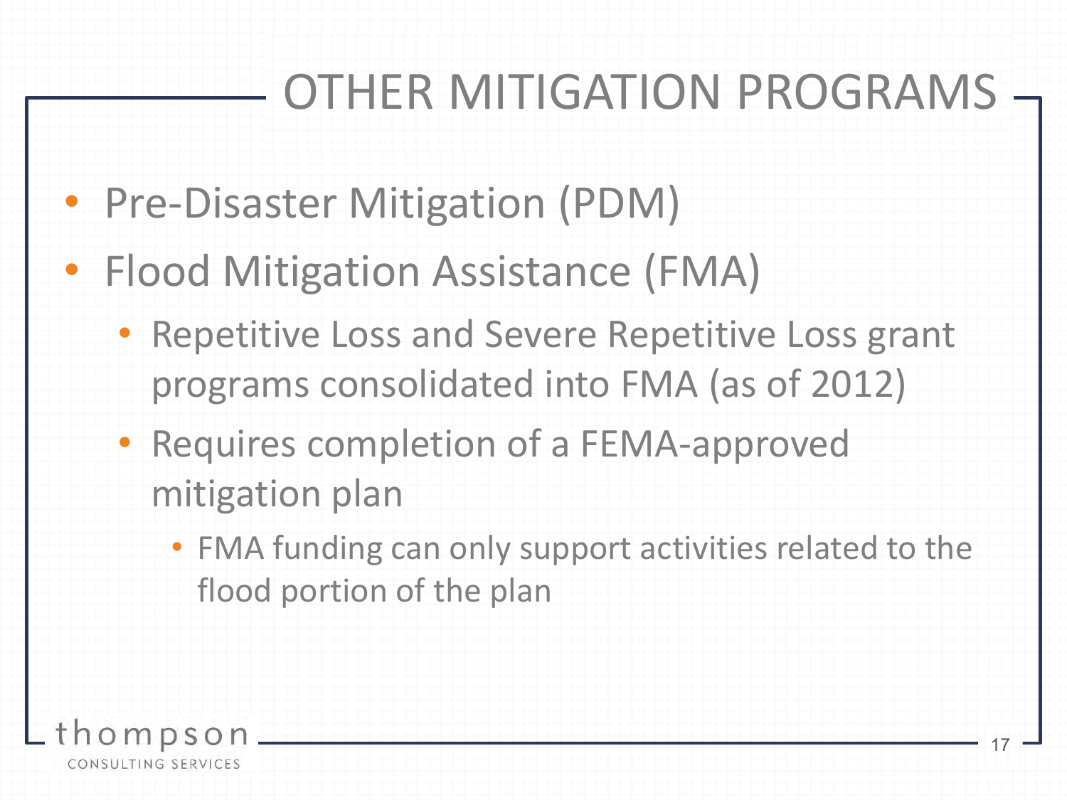# OTHER MITIGATION PROGRAMS

- Pre-Disaster Mitigation (PDM)
- Flood Mitigation Assistance (FMA)
  - Repetitive Loss and Severe Repetitive Loss grant programs consolidated into FMA (as of 2012)
  - Requires completion of a FEMA-approved mitigation plan
    - FMA funding can only support activities related to the flood portion of the plan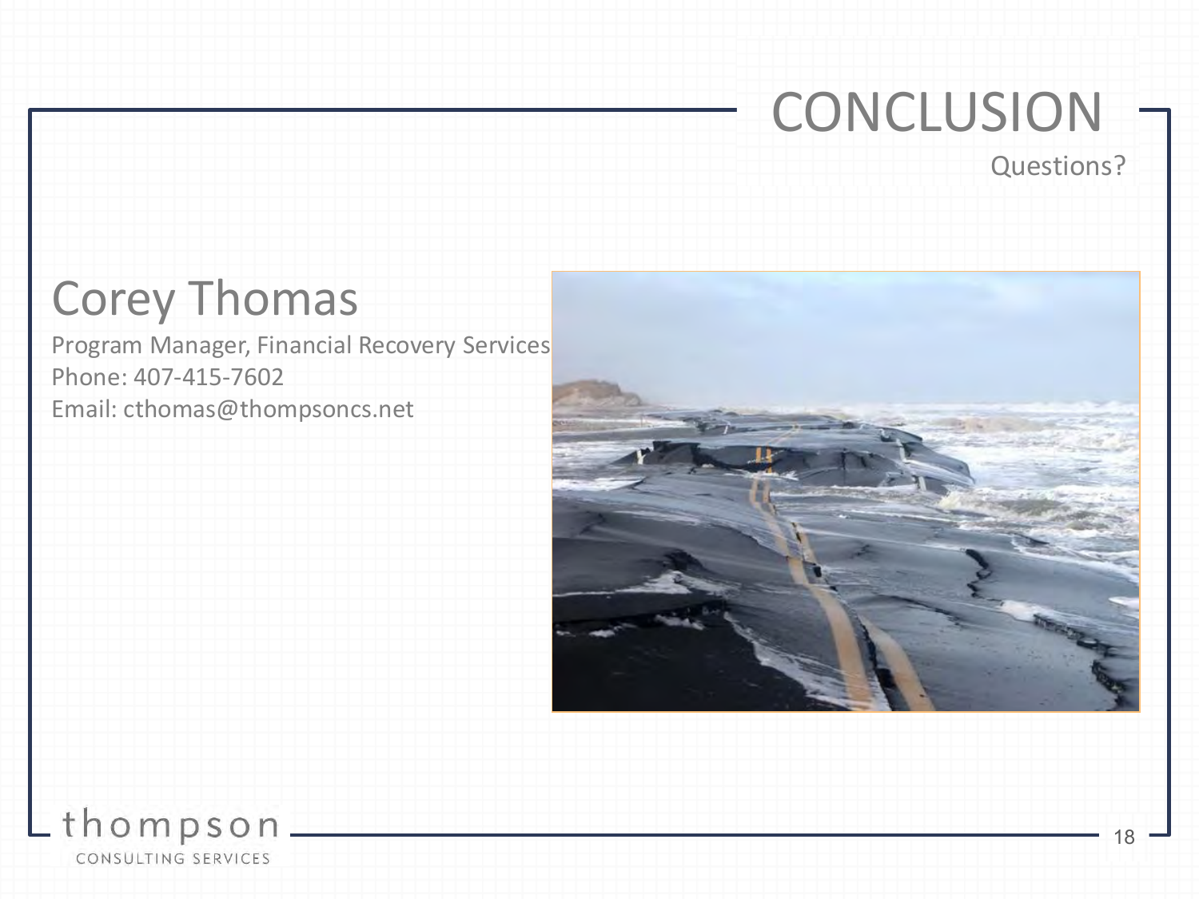# CONCLUSION

Questions?

## Corey Thomas

Program Manager, Financial Recovery Services
Phone: 407-415-7602
Email: cthomas@thompsoncs.net

thompson
CONSULTING SERVICES